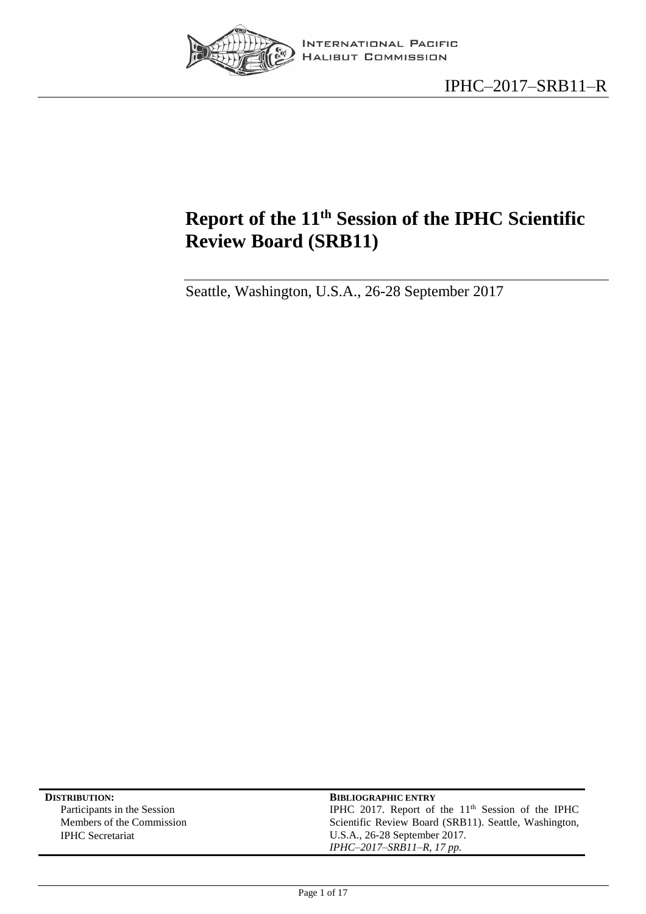INTERNATIONAL PACIFIC HALIBUT COMMISSION

IPHC–2017–SRB11–R

# Report of the 11th Session of the IPHC Scientific Review Board (SRB11)

Seattle, Washington, U.S.A., 26-28 September 2017

**DISTRIBUTION:**
Participants in the Session
Members of the Commission
IPHC Secretariat

**BIBLIOGRAPHIC ENTRY**
IPHC 2017. Report of the 11th Session of the IPHC Scientific Review Board (SRB11). Seattle, Washington, U.S.A., 26-28 September 2017.
*IPHC–2017–SRB11–R, 17 pp.*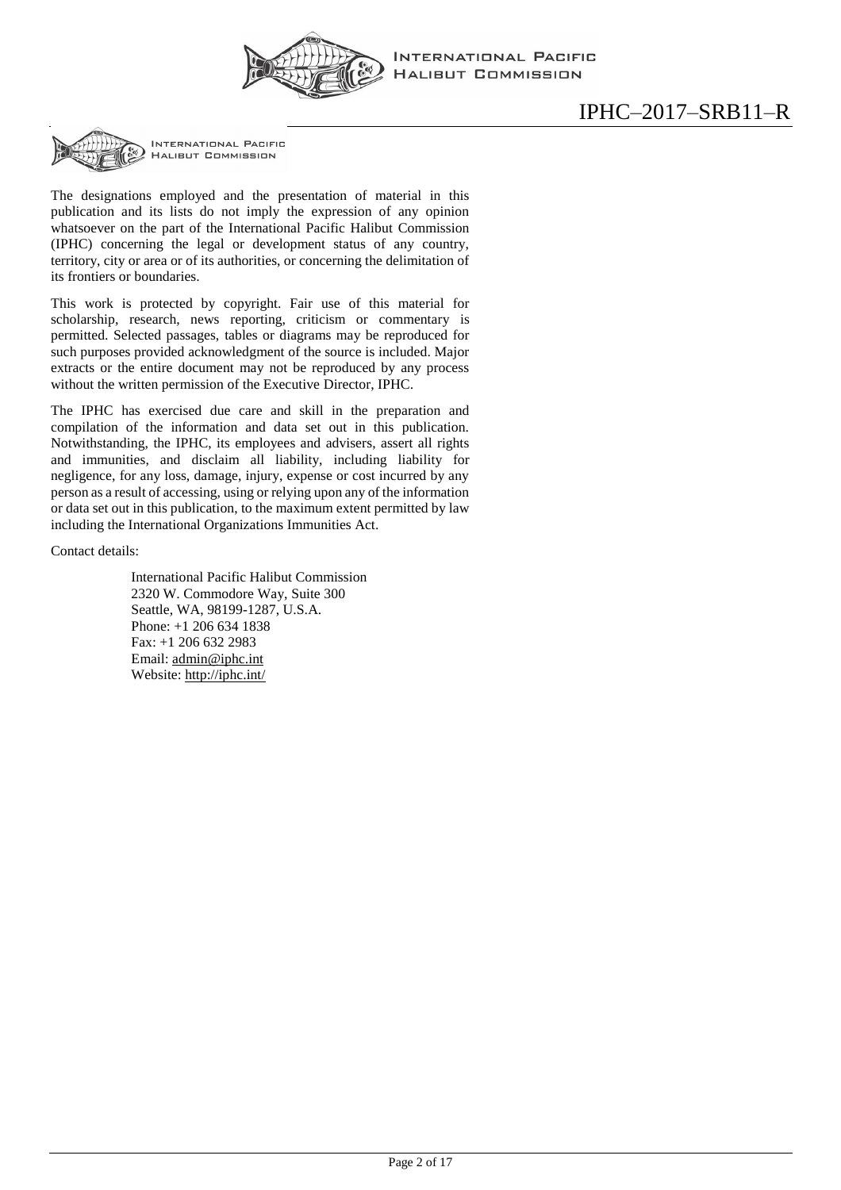INTERNATIONAL PACIFIC HALIBUT COMMISSION

The designations employed and the presentation of material in this publication and its lists do not imply the expression of any opinion whatsoever on the part of the International Pacific Halibut Commission (IPHC) concerning the legal or development status of any country, territory, city or area or of its authorities, or concerning the delimitation of its frontiers or boundaries.

This work is protected by copyright. Fair use of this material for scholarship, research, news reporting, criticism or commentary is permitted. Selected passages, tables or diagrams may be reproduced for such purposes provided acknowledgment of the source is included. Major extracts or the entire document may not be reproduced by any process without the written permission of the Executive Director, IPHC.

The IPHC has exercised due care and skill in the preparation and compilation of the information and data set out in this publication. Notwithstanding, the IPHC, its employees and advisers, assert all rights and immunities, and disclaim all liability, including liability for negligence, for any loss, damage, injury, expense or cost incurred by any person as a result of accessing, using or relying upon any of the information or data set out in this publication, to the maximum extent permitted by law including the International Organizations Immunities Act.

Contact details:

International Pacific Halibut Commission
2320 W. Commodore Way, Suite 300
Seattle, WA, 98199-1287, U.S.A.
Phone: +1 206 634 1838
Fax: +1 206 632 2983
Email: admin@iphc.int
Website: http://iphc.int/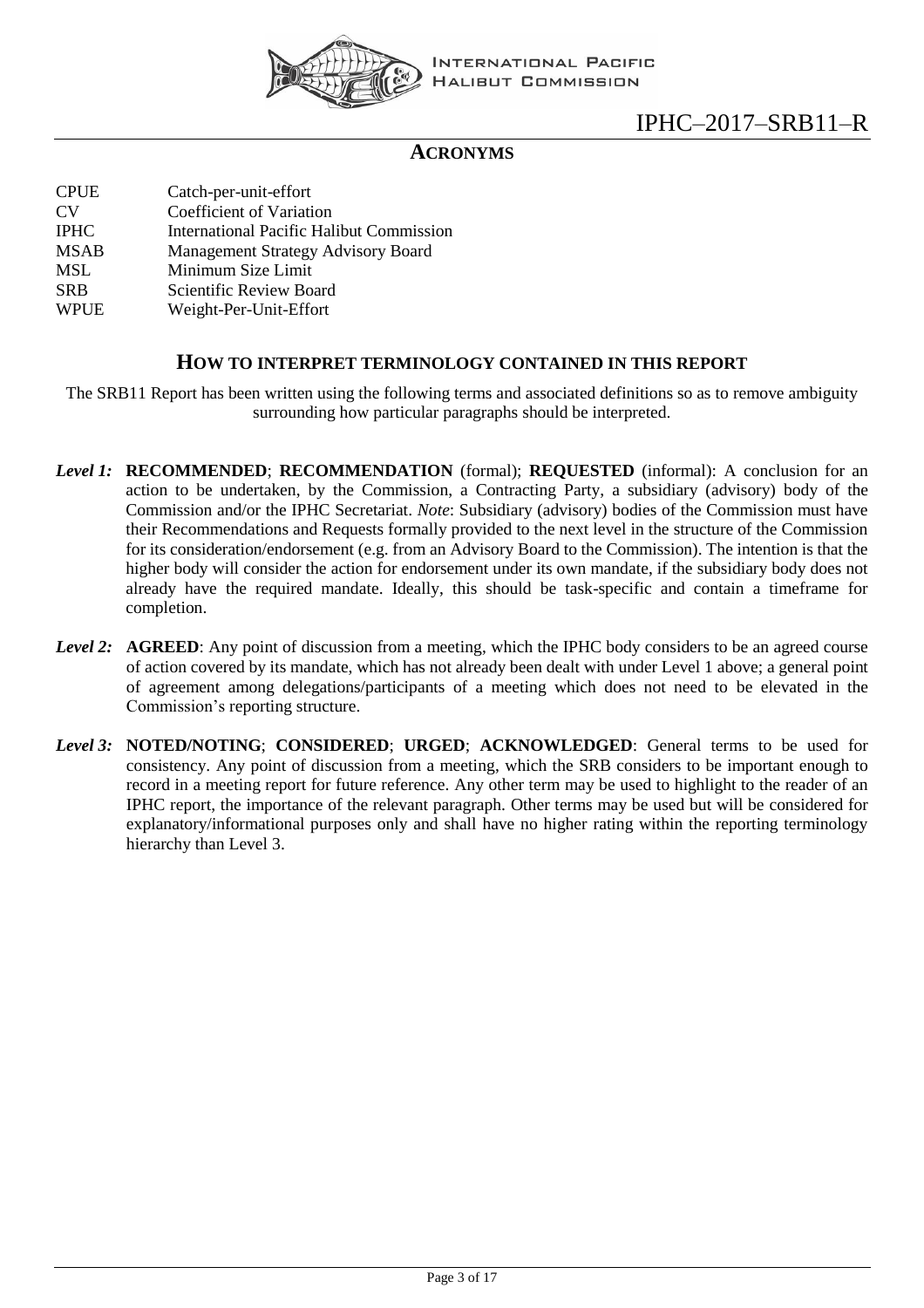## ACRONYMS

| | |
|---|---|
| CPUE | Catch-per-unit-effort |
| CV | Coefficient of Variation |
| IPHC | International Pacific Halibut Commission |
| MSAB | Management Strategy Advisory Board |
| MSL | Minimum Size Limit |
| SRB | Scientific Review Board |
| WPUE | Weight-Per-Unit-Effort |

## HOW TO INTERPRET TERMINOLOGY CONTAINED IN THIS REPORT

The SRB11 Report has been written using the following terms and associated definitions so as to remove ambiguity surrounding how particular paragraphs should be interpreted.

***Level 1:*** **RECOMMENDED**; **RECOMMENDATION** (formal); **REQUESTED** (informal): A conclusion for an action to be undertaken, by the Commission, a Contracting Party, a subsidiary (advisory) body of the Commission and/or the IPHC Secretariat. *Note*: Subsidiary (advisory) bodies of the Commission must have their Recommendations and Requests formally provided to the next level in the structure of the Commission for its consideration/endorsement (e.g. from an Advisory Board to the Commission). The intention is that the higher body will consider the action for endorsement under its own mandate, if the subsidiary body does not already have the required mandate. Ideally, this should be task-specific and contain a timeframe for completion.

***Level 2:*** **AGREED**: Any point of discussion from a meeting, which the IPHC body considers to be an agreed course of action covered by its mandate, which has not already been dealt with under Level 1 above; a general point of agreement among delegations/participants of a meeting which does not need to be elevated in the Commission's reporting structure.

***Level 3:*** **NOTED/NOTING**; **CONSIDERED**; **URGED**; **ACKNOWLEDGED**: General terms to be used for consistency. Any point of discussion from a meeting, which the SRB considers to be important enough to record in a meeting report for future reference. Any other term may be used to highlight to the reader of an IPHC report, the importance of the relevant paragraph. Other terms may be used but will be considered for explanatory/informational purposes only and shall have no higher rating within the reporting terminology hierarchy than Level 3.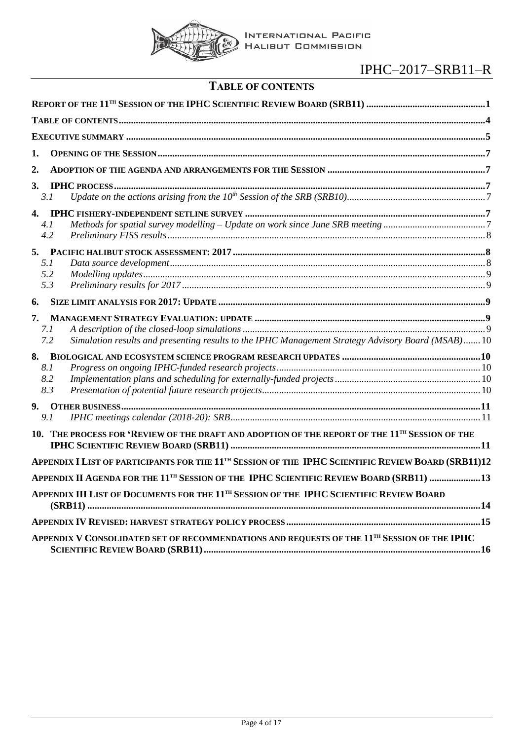## TABLE OF CONTENTS

**REPORT OF THE 11TH SESSION OF THE IPHC SCIENTIFIC REVIEW BOARD (SRB11)** ....1

**TABLE OF CONTENTS** ....4

**EXECUTIVE SUMMARY** ....5

**1. OPENING OF THE SESSION** ....7

**2. ADOPTION OF THE AGENDA AND ARRANGEMENTS FOR THE SESSION** ....7

**3. IPHC PROCESS** ....7
- *3.1 Update on the actions arising from the 10th Session of the SRB (SRB10)* ....7

**4. IPHC FISHERY-INDEPENDENT SETLINE SURVEY** ....7
- *4.1 Methods for spatial survey modelling – Update on work since June SRB meeting* ....7
- *4.2 Preliminary FISS results* ....8

**5. PACIFIC HALIBUT STOCK ASSESSMENT: 2017** ....8
- *5.1 Data source development* ....8
- *5.2 Modelling updates* ....9
- *5.3 Preliminary results for 2017* ....9

**6. SIZE LIMIT ANALYSIS FOR 2017: UPDATE** ....9

**7. MANAGEMENT STRATEGY EVALUATION: UPDATE** ....9
- *7.1 A description of the closed-loop simulations* ....9
- *7.2 Simulation results and presenting results to the IPHC Management Strategy Advisory Board (MSAB)* ....10

**8. BIOLOGICAL AND ECOSYSTEM SCIENCE PROGRAM RESEARCH UPDATES** ....10
- *8.1 Progress on ongoing IPHC-funded research projects* ....10
- *8.2 Implementation plans and scheduling for externally-funded projects* ....10
- *8.3 Presentation of potential future research projects* ....10

**9. OTHER BUSINESS** ....11
- *9.1 IPHC meetings calendar (2018-20): SRB* ....11

**10. THE PROCESS FOR 'REVIEW OF THE DRAFT AND ADOPTION OF THE REPORT OF THE 11TH SESSION OF THE IPHC SCIENTIFIC REVIEW BOARD (SRB11)** ....11

**APPENDIX I LIST OF PARTICIPANTS FOR THE 11TH SESSION OF THE IPHC SCIENTIFIC REVIEW BOARD (SRB11)** ....12

**APPENDIX II AGENDA FOR THE 11TH SESSION OF THE IPHC SCIENTIFIC REVIEW BOARD (SRB11)** ....13

**APPENDIX III LIST OF DOCUMENTS FOR THE 11TH SESSION OF THE IPHC SCIENTIFIC REVIEW BOARD (SRB11)** ....14

**APPENDIX IV REVISED: HARVEST STRATEGY POLICY PROCESS** ....15

**APPENDIX V CONSOLIDATED SET OF RECOMMENDATIONS AND REQUESTS OF THE 11TH SESSION OF THE IPHC SCIENTIFIC REVIEW BOARD (SRB11)** ....16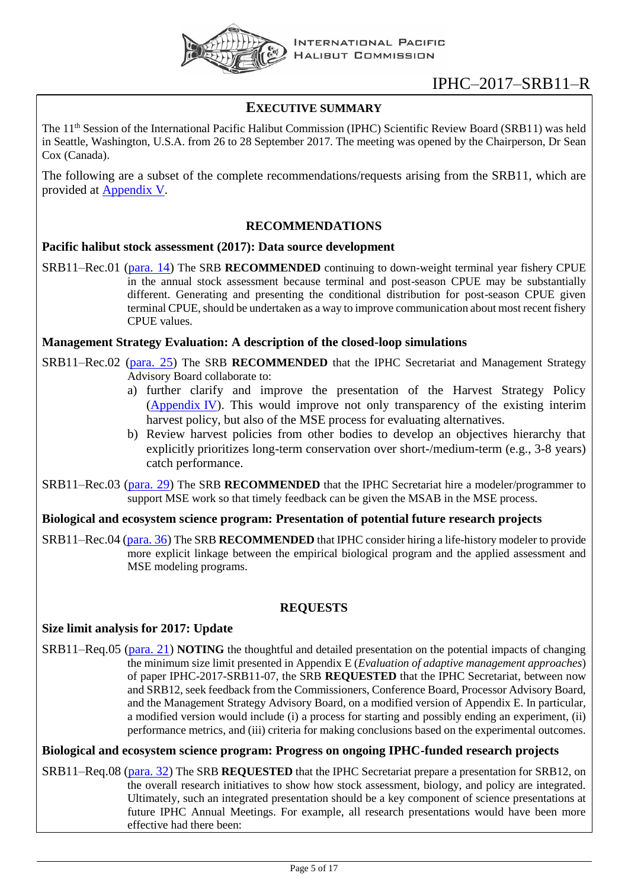## EXECUTIVE SUMMARY

The 11th Session of the International Pacific Halibut Commission (IPHC) Scientific Review Board (SRB11) was held in Seattle, Washington, U.S.A. from 26 to 28 September 2017. The meeting was opened by the Chairperson, Dr Sean Cox (Canada).

The following are a subset of the complete recommendations/requests arising from the SRB11, which are provided at Appendix V.

### RECOMMENDATIONS

**Pacific halibut stock assessment (2017): Data source development**

SRB11–Rec.01 (para. 14) The SRB **RECOMMENDED** continuing to down-weight terminal year fishery CPUE in the annual stock assessment because terminal and post-season CPUE may be substantially different. Generating and presenting the conditional distribution for post-season CPUE given terminal CPUE, should be undertaken as a way to improve communication about most recent fishery CPUE values.

**Management Strategy Evaluation: A description of the closed-loop simulations**

SRB11–Rec.02 (para. 25) The SRB **RECOMMENDED** that the IPHC Secretariat and Management Strategy Advisory Board collaborate to:

a) further clarify and improve the presentation of the Harvest Strategy Policy (Appendix IV). This would improve not only transparency of the existing interim harvest policy, but also of the MSE process for evaluating alternatives.

b) Review harvest policies from other bodies to develop an objectives hierarchy that explicitly prioritizes long-term conservation over short-/medium-term (e.g., 3-8 years) catch performance.

SRB11–Rec.03 (para. 29) The SRB **RECOMMENDED** that the IPHC Secretariat hire a modeler/programmer to support MSE work so that timely feedback can be given the MSAB in the MSE process.

**Biological and ecosystem science program: Presentation of potential future research projects**

SRB11–Rec.04 (para. 36) The SRB **RECOMMENDED** that IPHC consider hiring a life-history modeler to provide more explicit linkage between the empirical biological program and the applied assessment and MSE modeling programs.

### REQUESTS

**Size limit analysis for 2017: Update**

SRB11–Req.05 (para. 21) **NOTING** the thoughtful and detailed presentation on the potential impacts of changing the minimum size limit presented in Appendix E (*Evaluation of adaptive management approaches*) of paper IPHC-2017-SRB11-07, the SRB **REQUESTED** that the IPHC Secretariat, between now and SRB12, seek feedback from the Commissioners, Conference Board, Processor Advisory Board, and the Management Strategy Advisory Board, on a modified version of Appendix E. In particular, a modified version would include (i) a process for starting and possibly ending an experiment, (ii) performance metrics, and (iii) criteria for making conclusions based on the experimental outcomes.

**Biological and ecosystem science program: Progress on ongoing IPHC-funded research projects**

SRB11–Req.08 (para. 32) The SRB **REQUESTED** that the IPHC Secretariat prepare a presentation for SRB12, on the overall research initiatives to show how stock assessment, biology, and policy are integrated. Ultimately, such an integrated presentation should be a key component of science presentations at future IPHC Annual Meetings. For example, all research presentations would have been more effective had there been: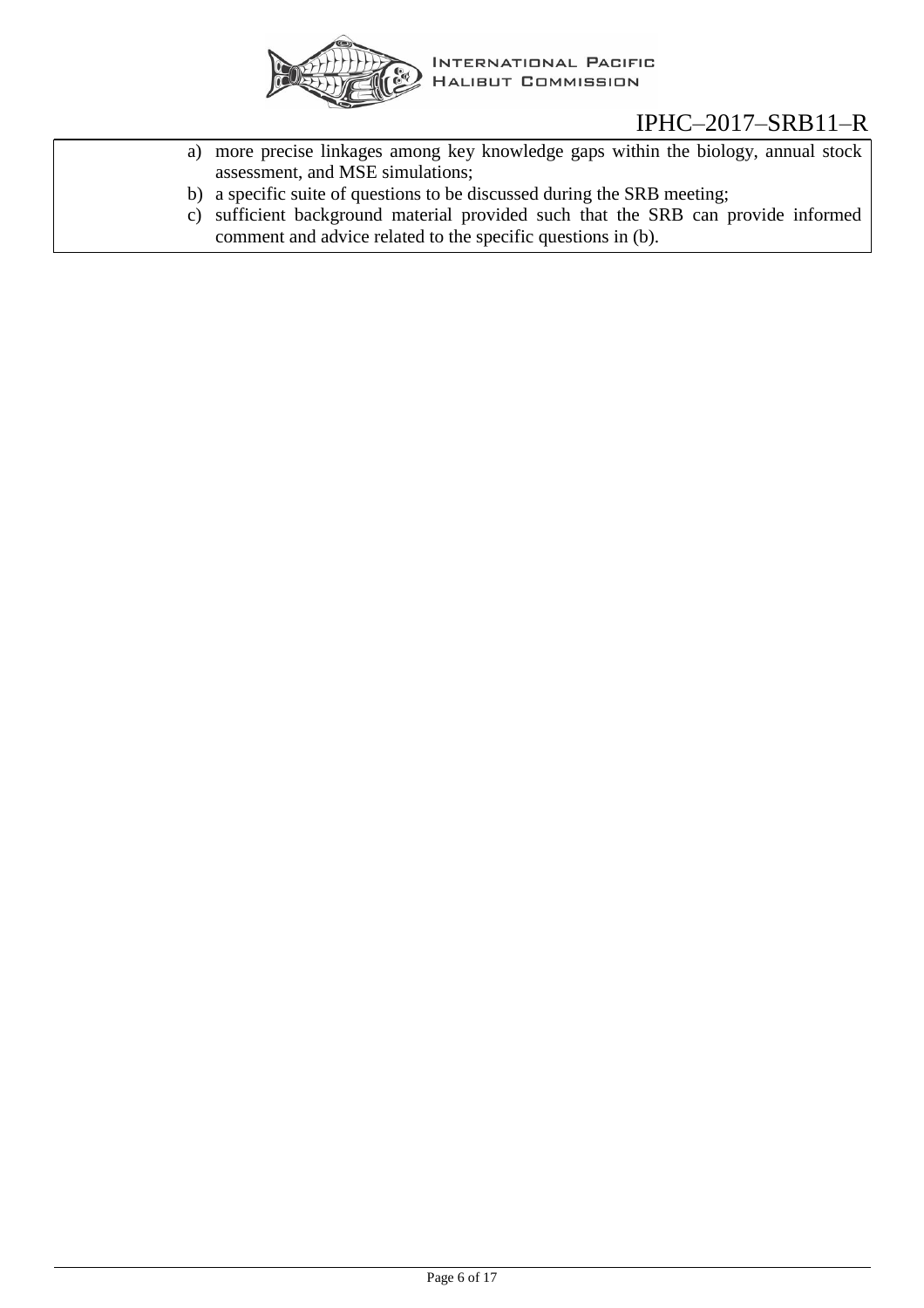a) more precise linkages among key knowledge gaps within the biology, annual stock assessment, and MSE simulations;
b) a specific suite of questions to be discussed during the SRB meeting;
c) sufficient background material provided such that the SRB can provide informed comment and advice related to the specific questions in (b).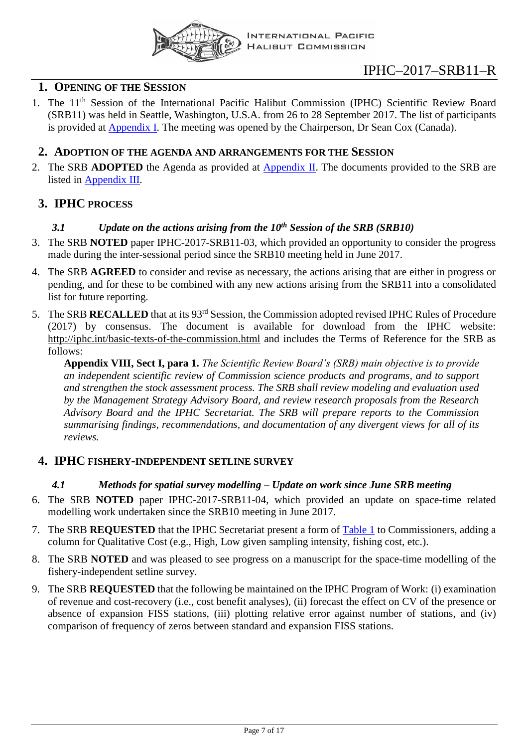## 1. Opening of the Session

1. The 11th Session of the International Pacific Halibut Commission (IPHC) Scientific Review Board (SRB11) was held in Seattle, Washington, U.S.A. from 26 to 28 September 2017. The list of participants is provided at Appendix I. The meeting was opened by the Chairperson, Dr Sean Cox (Canada).

## 2. Adoption of the Agenda and Arrangements for the Session

2. The SRB **ADOPTED** the Agenda as provided at Appendix II. The documents provided to the SRB are listed in Appendix III.

## 3. IPHC process

### *3.1 Update on the actions arising from the 10th Session of the SRB (SRB10)*

3. The SRB **NOTED** paper IPHC-2017-SRB11-03, which provided an opportunity to consider the progress made during the inter-sessional period since the SRB10 meeting held in June 2017.

4. The SRB **AGREED** to consider and revise as necessary, the actions arising that are either in progress or pending, and for these to be combined with any new actions arising from the SRB11 into a consolidated list for future reporting.

5. The SRB **RECALLED** that at its 93rd Session, the Commission adopted revised IPHC Rules of Procedure (2017) by consensus. The document is available for download from the IPHC website: http://iphc.int/basic-texts-of-the-commission.html and includes the Terms of Reference for the SRB as follows:

   **Appendix VIII, Sect I, para 1.** *The Scientific Review Board's (SRB) main objective is to provide an independent scientific review of Commission science products and programs, and to support and strengthen the stock assessment process. The SRB shall review modeling and evaluation used by the Management Strategy Advisory Board, and review research proposals from the Research Advisory Board and the IPHC Secretariat. The SRB will prepare reports to the Commission summarising findings, recommendations, and documentation of any divergent views for all of its reviews.*

## 4. IPHC fishery-independent setline survey

### *4.1 Methods for spatial survey modelling – Update on work since June SRB meeting*

6. The SRB **NOTED** paper IPHC-2017-SRB11-04, which provided an update on space-time related modelling work undertaken since the SRB10 meeting in June 2017.

7. The SRB **REQUESTED** that the IPHC Secretariat present a form of Table 1 to Commissioners, adding a column for Qualitative Cost (e.g., High, Low given sampling intensity, fishing cost, etc.).

8. The SRB **NOTED** and was pleased to see progress on a manuscript for the space-time modelling of the fishery-independent setline survey.

9. The SRB **REQUESTED** that the following be maintained on the IPHC Program of Work: (i) examination of revenue and cost-recovery (i.e., cost benefit analyses), (ii) forecast the effect on CV of the presence or absence of expansion FISS stations, (iii) plotting relative error against number of stations, and (iv) comparison of frequency of zeros between standard and expansion FISS stations.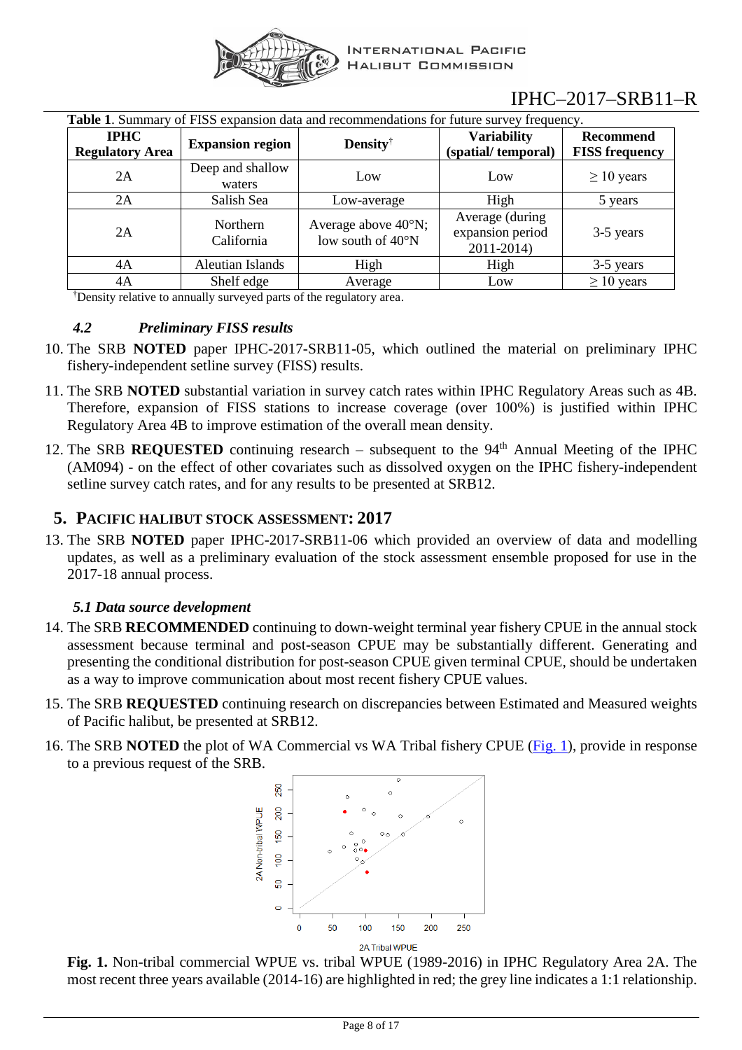**Table 1**. Summary of FISS expansion data and recommendations for future survey frequency.

| IPHC Regulatory Area | Expansion region | Density† | Variability (spatial/ temporal) | Recommend FISS frequency |
|---|---|---|---|---|
| 2A | Deep and shallow waters | Low | Low | ≥ 10 years |
| 2A | Salish Sea | Low-average | High | 5 years |
| 2A | Northern California | Average above 40°N; low south of 40°N | Average (during expansion period 2011-2014) | 3-5 years |
| 4A | Aleutian Islands | High | High | 3-5 years |
| 4A | Shelf edge | Average | Low | ≥ 10 years |

†Density relative to annually surveyed parts of the regulatory area.

### *4.2 Preliminary FISS results*

10. The SRB **NOTED** paper IPHC-2017-SRB11-05, which outlined the material on preliminary IPHC fishery-independent setline survey (FISS) results.
11. The SRB **NOTED** substantial variation in survey catch rates within IPHC Regulatory Areas such as 4B. Therefore, expansion of FISS stations to increase coverage (over 100%) is justified within IPHC Regulatory Area 4B to improve estimation of the overall mean density.
12. The SRB **REQUESTED** continuing research – subsequent to the 94th Annual Meeting of the IPHC (AM094) - on the effect of other covariates such as dissolved oxygen on the IPHC fishery-independent setline survey catch rates, and for any results to be presented at SRB12.

## 5. PACIFIC HALIBUT STOCK ASSESSMENT: 2017

13. The SRB **NOTED** paper IPHC-2017-SRB11-06 which provided an overview of data and modelling updates, as well as a preliminary evaluation of the stock assessment ensemble proposed for use in the 2017-18 annual process.

### *5.1 Data source development*

14. The SRB **RECOMMENDED** continuing to down-weight terminal year fishery CPUE in the annual stock assessment because terminal and post-season CPUE may be substantially different. Generating and presenting the conditional distribution for post-season CPUE given terminal CPUE, should be undertaken as a way to improve communication about most recent fishery CPUE values.
15. The SRB **REQUESTED** continuing research on discrepancies between Estimated and Measured weights of Pacific halibut, be presented at SRB12.
16. The SRB **NOTED** the plot of WA Commercial vs WA Tribal fishery CPUE (Fig. 1), provide in response to a previous request of the SRB.

**Fig. 1.** Non-tribal commercial WPUE vs. tribal WPUE (1989-2016) in IPHC Regulatory Area 2A. The most recent three years available (2014-16) are highlighted in red; the grey line indicates a 1:1 relationship.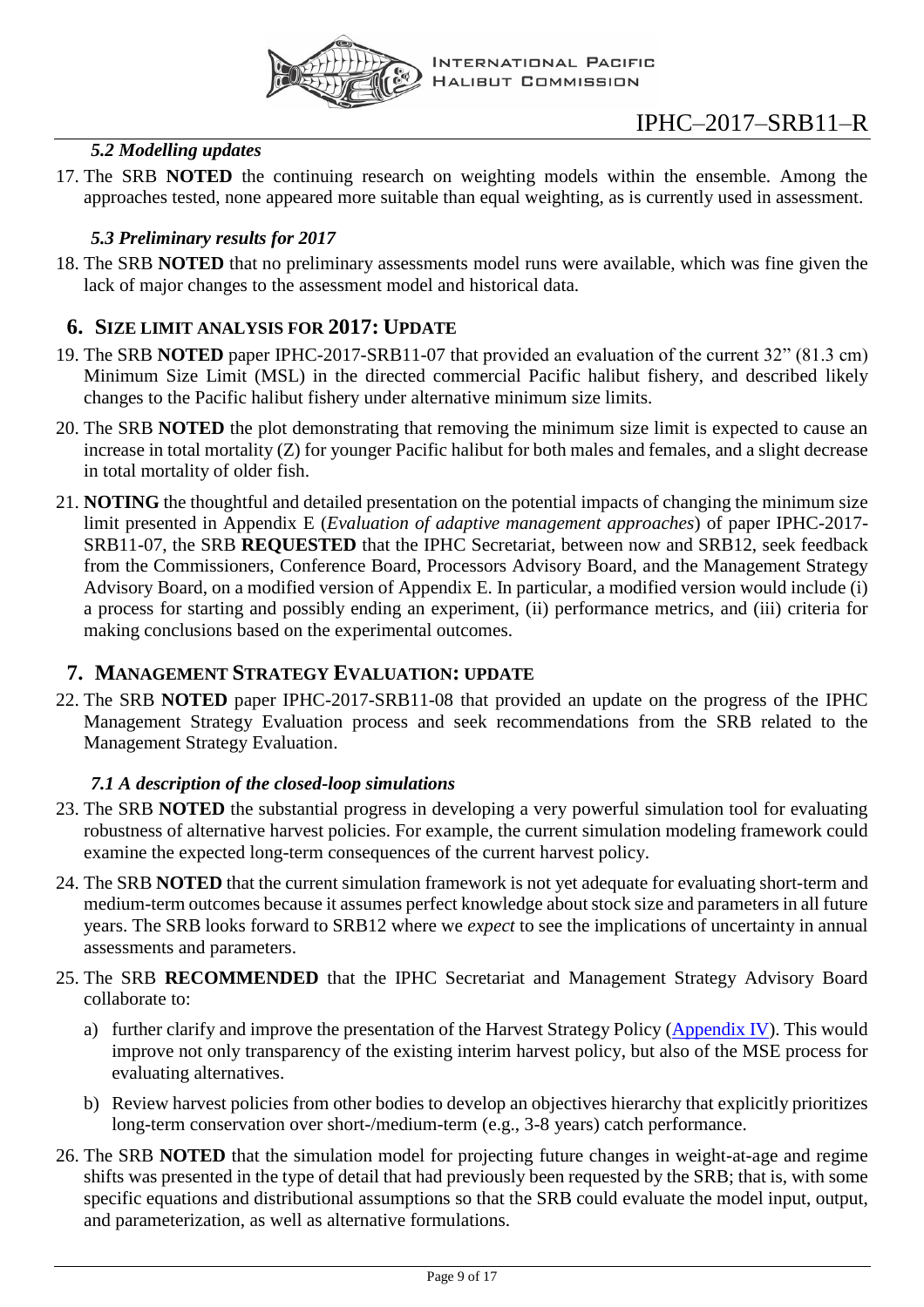### *5.2 Modelling updates*

17. The SRB **NOTED** the continuing research on weighting models within the ensemble. Among the approaches tested, none appeared more suitable than equal weighting, as is currently used in assessment.

### *5.3 Preliminary results for 2017*

18. The SRB **NOTED** that no preliminary assessments model runs were available, which was fine given the lack of major changes to the assessment model and historical data.

## 6. SIZE LIMIT ANALYSIS FOR 2017: UPDATE

19. The SRB **NOTED** paper IPHC-2017-SRB11-07 that provided an evaluation of the current 32" (81.3 cm) Minimum Size Limit (MSL) in the directed commercial Pacific halibut fishery, and described likely changes to the Pacific halibut fishery under alternative minimum size limits.

20. The SRB **NOTED** the plot demonstrating that removing the minimum size limit is expected to cause an increase in total mortality (Z) for younger Pacific halibut for both males and females, and a slight decrease in total mortality of older fish.

21. **NOTING** the thoughtful and detailed presentation on the potential impacts of changing the minimum size limit presented in Appendix E (*Evaluation of adaptive management approaches*) of paper IPHC-2017-SRB11-07, the SRB **REQUESTED** that the IPHC Secretariat, between now and SRB12, seek feedback from the Commissioners, Conference Board, Processors Advisory Board, and the Management Strategy Advisory Board, on a modified version of Appendix E. In particular, a modified version would include (i) a process for starting and possibly ending an experiment, (ii) performance metrics, and (iii) criteria for making conclusions based on the experimental outcomes.

## 7. MANAGEMENT STRATEGY EVALUATION: UPDATE

22. The SRB **NOTED** paper IPHC-2017-SRB11-08 that provided an update on the progress of the IPHC Management Strategy Evaluation process and seek recommendations from the SRB related to the Management Strategy Evaluation.

### *7.1 A description of the closed-loop simulations*

23. The SRB **NOTED** the substantial progress in developing a very powerful simulation tool for evaluating robustness of alternative harvest policies. For example, the current simulation modeling framework could examine the expected long-term consequences of the current harvest policy.

24. The SRB **NOTED** that the current simulation framework is not yet adequate for evaluating short-term and medium-term outcomes because it assumes perfect knowledge about stock size and parameters in all future years. The SRB looks forward to SRB12 where we *expect* to see the implications of uncertainty in annual assessments and parameters.

25. The SRB **RECOMMENDED** that the IPHC Secretariat and Management Strategy Advisory Board collaborate to:

    a) further clarify and improve the presentation of the Harvest Strategy Policy (Appendix IV). This would improve not only transparency of the existing interim harvest policy, but also of the MSE process for evaluating alternatives.

    b) Review harvest policies from other bodies to develop an objectives hierarchy that explicitly prioritizes long-term conservation over short-/medium-term (e.g., 3-8 years) catch performance.

26. The SRB **NOTED** that the simulation model for projecting future changes in weight-at-age and regime shifts was presented in the type of detail that had previously been requested by the SRB; that is, with some specific equations and distributional assumptions so that the SRB could evaluate the model input, output, and parameterization, as well as alternative formulations.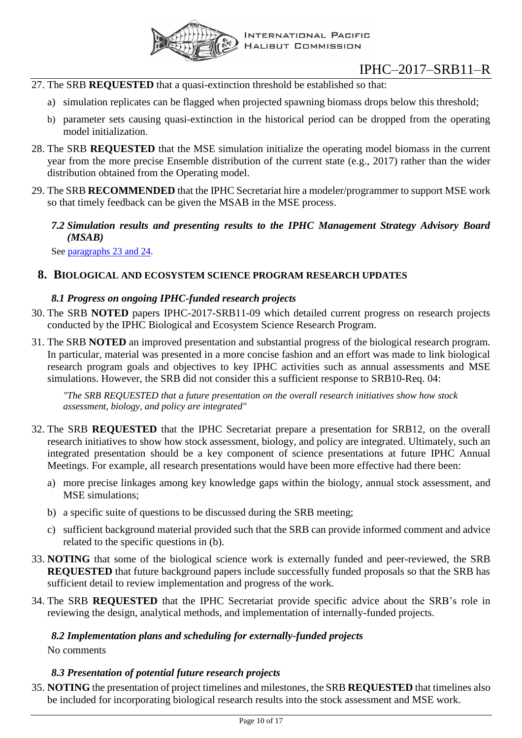27. The SRB **REQUESTED** that a quasi-extinction threshold be established so that:
    a) simulation replicates can be flagged when projected spawning biomass drops below this threshold;
    b) parameter sets causing quasi-extinction in the historical period can be dropped from the operating model initialization.
28. The SRB **REQUESTED** that the MSE simulation initialize the operating model biomass in the current year from the more precise Ensemble distribution of the current state (e.g., 2017) rather than the wider distribution obtained from the Operating model.
29. The SRB **RECOMMENDED** that the IPHC Secretariat hire a modeler/programmer to support MSE work so that timely feedback can be given the MSAB in the MSE process.

### *7.2 Simulation results and presenting results to the IPHC Management Strategy Advisory Board (MSAB)*

See paragraphs 23 and 24.

## 8. BIOLOGICAL AND ECOSYSTEM SCIENCE PROGRAM RESEARCH UPDATES

### *8.1 Progress on ongoing IPHC-funded research projects*

30. The SRB **NOTED** papers IPHC-2017-SRB11-09 which detailed current progress on research projects conducted by the IPHC Biological and Ecosystem Science Research Program.
31. The SRB **NOTED** an improved presentation and substantial progress of the biological research program. In particular, material was presented in a more concise fashion and an effort was made to link biological research program goals and objectives to key IPHC activities such as annual assessments and MSE simulations. However, the SRB did not consider this a sufficient response to SRB10-Req. 04:

    *"The SRB REQUESTED that a future presentation on the overall research initiatives show how stock assessment, biology, and policy are integrated"*

32. The SRB **REQUESTED** that the IPHC Secretariat prepare a presentation for SRB12, on the overall research initiatives to show how stock assessment, biology, and policy are integrated. Ultimately, such an integrated presentation should be a key component of science presentations at future IPHC Annual Meetings. For example, all research presentations would have been more effective had there been:
    a) more precise linkages among key knowledge gaps within the biology, annual stock assessment, and MSE simulations;
    b) a specific suite of questions to be discussed during the SRB meeting;
    c) sufficient background material provided such that the SRB can provide informed comment and advice related to the specific questions in (b).
33. **NOTING** that some of the biological science work is externally funded and peer-reviewed, the SRB **REQUESTED** that future background papers include successfully funded proposals so that the SRB has sufficient detail to review implementation and progress of the work.
34. The SRB **REQUESTED** that the IPHC Secretariat provide specific advice about the SRB's role in reviewing the design, analytical methods, and implementation of internally-funded projects.

### *8.2 Implementation plans and scheduling for externally-funded projects*

No comments

### *8.3 Presentation of potential future research projects*

35. **NOTING** the presentation of project timelines and milestones, the SRB **REQUESTED** that timelines also be included for incorporating biological research results into the stock assessment and MSE work.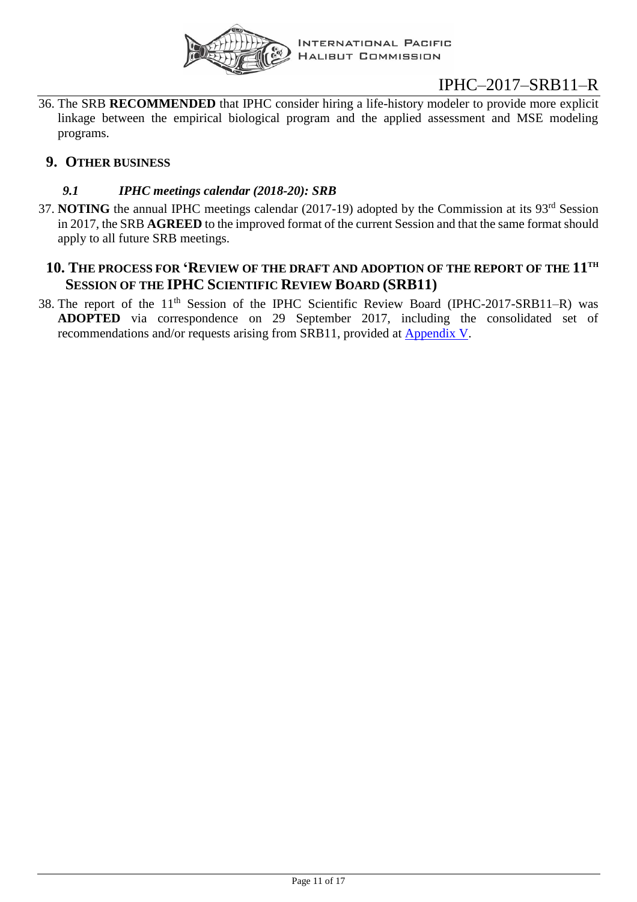36. The SRB **RECOMMENDED** that IPHC consider hiring a life-history modeler to provide more explicit linkage between the empirical biological program and the applied assessment and MSE modeling programs.

## 9. OTHER BUSINESS

### *9.1 IPHC meetings calendar (2018-20): SRB*

37. **NOTING** the annual IPHC meetings calendar (2017-19) adopted by the Commission at its 93rd Session in 2017, the SRB **AGREED** to the improved format of the current Session and that the same format should apply to all future SRB meetings.

## 10. THE PROCESS FOR 'REVIEW OF THE DRAFT AND ADOPTION OF THE REPORT OF THE 11TH SESSION OF THE IPHC SCIENTIFIC REVIEW BOARD (SRB11)

38. The report of the 11th Session of the IPHC Scientific Review Board (IPHC-2017-SRB11–R) was **ADOPTED** via correspondence on 29 September 2017, including the consolidated set of recommendations and/or requests arising from SRB11, provided at Appendix V.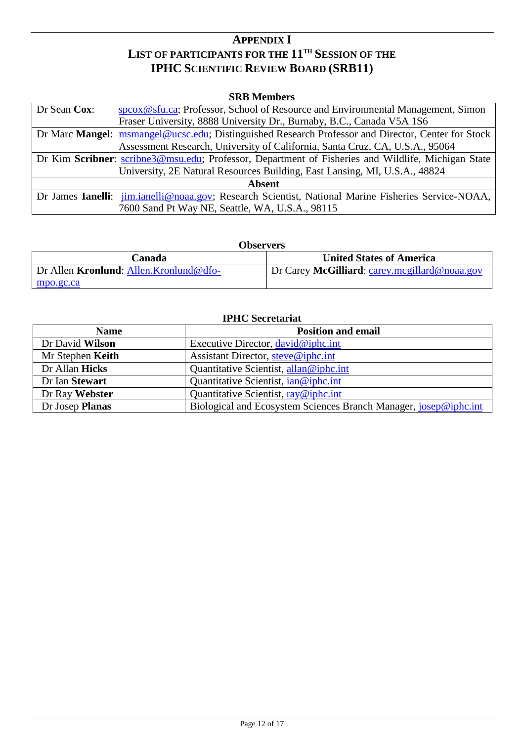# APPENDIX I
## LIST OF PARTICIPANTS FOR THE 11TH SESSION OF THE IPHC SCIENTIFIC REVIEW BOARD (SRB11)

**SRB Members**

| | |
|---|---|
| Dr Sean **Cox**: | spcox@sfu.ca; Professor, School of Resource and Environmental Management, Simon Fraser University, 8888 University Dr., Burnaby, B.C., Canada V5A 1S6 |
| Dr Marc **Mangel**: | msmangel@ucsc.edu; Distinguished Research Professor and Director, Center for Stock Assessment Research, University of California, Santa Cruz, CA, U.S.A., 95064 |
| Dr Kim **Scribner**: | scribne3@msu.edu; Professor, Department of Fisheries and Wildlife, Michigan State University, 2E Natural Resources Building, East Lansing, MI, U.S.A., 48824 |
| **Absent** | |
| Dr James **Ianelli**: | jim.ianelli@noaa.gov; Research Scientist, National Marine Fisheries Service-NOAA, 7600 Sand Pt Way NE, Seattle, WA, U.S.A., 98115 |

**Observers**

| Canada | United States of America |
|---|---|
| Dr Allen **Kronlund**: Allen.Kronlund@dfo-mpo.gc.ca | Dr Carey **McGilliard**: carey.mcgillard@noaa.gov |

**IPHC Secretariat**

| Name | Position and email |
|---|---|
| Dr David **Wilson** | Executive Director, david@iphc.int |
| Mr Stephen **Keith** | Assistant Director, steve@iphc.int |
| Dr Allan **Hicks** | Quantitative Scientist, allan@iphc.int |
| Dr Ian **Stewart** | Quantitative Scientist, ian@iphc.int |
| Dr Ray **Webster** | Quantitative Scientist, ray@iphc.int |
| Dr Josep **Planas** | Biological and Ecosystem Sciences Branch Manager, josep@iphc.int |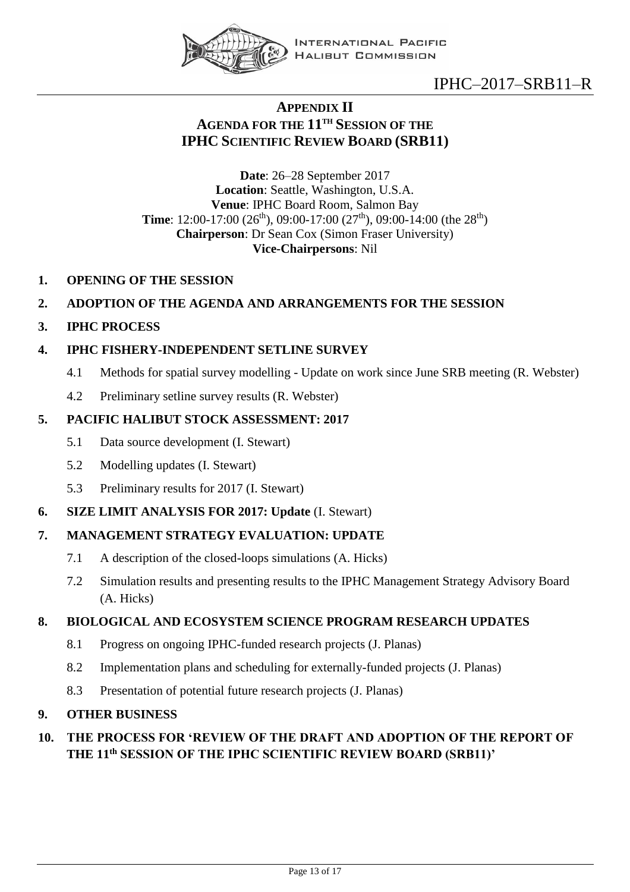## APPENDIX II
## AGENDA FOR THE 11TH SESSION OF THE IPHC SCIENTIFIC REVIEW BOARD (SRB11)

**Date**: 26–28 September 2017
**Location**: Seattle, Washington, U.S.A.
**Venue**: IPHC Board Room, Salmon Bay
**Time**: 12:00-17:00 (26th), 09:00-17:00 (27th), 09:00-14:00 (the 28th)
**Chairperson**: Dr Sean Cox (Simon Fraser University)
**Vice-Chairpersons**: Nil

1. **OPENING OF THE SESSION**
2. **ADOPTION OF THE AGENDA AND ARRANGEMENTS FOR THE SESSION**
3. **IPHC PROCESS**
4. **IPHC FISHERY-INDEPENDENT SETLINE SURVEY**
    - 4.1 Methods for spatial survey modelling - Update on work since June SRB meeting (R. Webster)
    - 4.2 Preliminary setline survey results (R. Webster)
5. **PACIFIC HALIBUT STOCK ASSESSMENT: 2017**
    - 5.1 Data source development (I. Stewart)
    - 5.2 Modelling updates (I. Stewart)
    - 5.3 Preliminary results for 2017 (I. Stewart)
6. **SIZE LIMIT ANALYSIS FOR 2017: Update** (I. Stewart)
7. **MANAGEMENT STRATEGY EVALUATION: UPDATE**
    - 7.1 A description of the closed-loops simulations (A. Hicks)
    - 7.2 Simulation results and presenting results to the IPHC Management Strategy Advisory Board (A. Hicks)
8. **BIOLOGICAL AND ECOSYSTEM SCIENCE PROGRAM RESEARCH UPDATES**
    - 8.1 Progress on ongoing IPHC-funded research projects (J. Planas)
    - 8.2 Implementation plans and scheduling for externally-funded projects (J. Planas)
    - 8.3 Presentation of potential future research projects (J. Planas)
9. **OTHER BUSINESS**
10. **THE PROCESS FOR 'REVIEW OF THE DRAFT AND ADOPTION OF THE REPORT OF THE 11th SESSION OF THE IPHC SCIENTIFIC REVIEW BOARD (SRB11)'**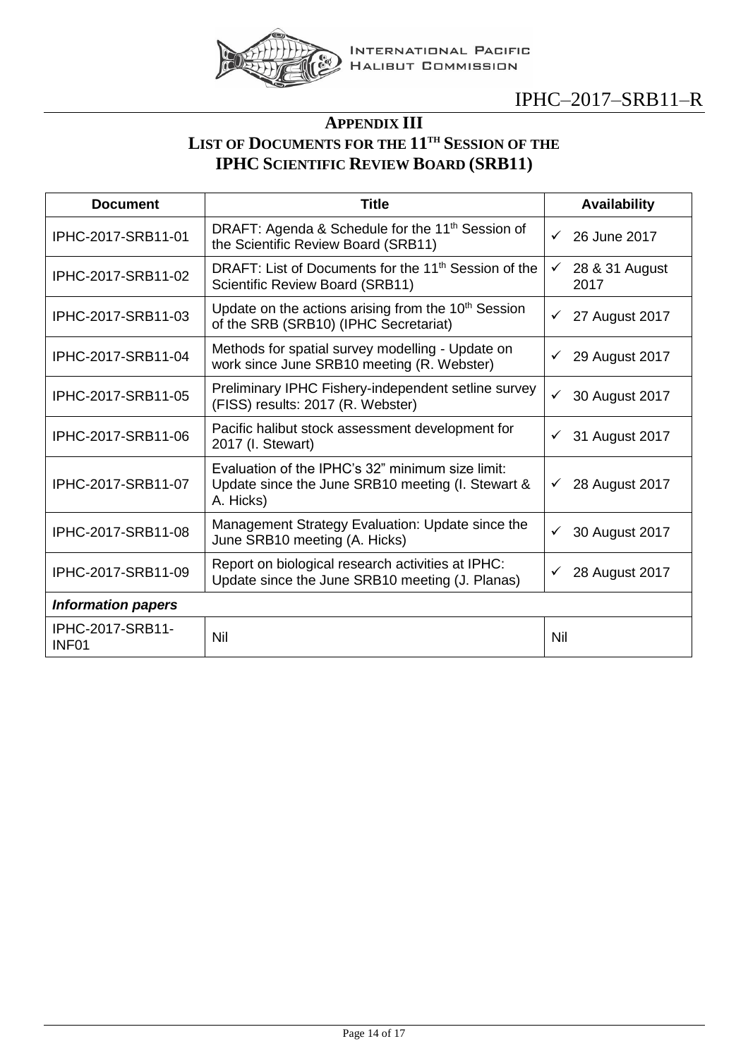## APPENDIX III
## LIST OF DOCUMENTS FOR THE 11TH SESSION OF THE IPHC SCIENTIFIC REVIEW BOARD (SRB11)

| Document | Title | Availability |
|---|---|---|
| IPHC-2017-SRB11-01 | DRAFT: Agenda & Schedule for the 11th Session of the Scientific Review Board (SRB11) | ✓ 26 June 2017 |
| IPHC-2017-SRB11-02 | DRAFT: List of Documents for the 11th Session of the Scientific Review Board (SRB11) | ✓ 28 & 31 August 2017 |
| IPHC-2017-SRB11-03 | Update on the actions arising from the 10th Session of the SRB (SRB10) (IPHC Secretariat) | ✓ 27 August 2017 |
| IPHC-2017-SRB11-04 | Methods for spatial survey modelling - Update on work since June SRB10 meeting (R. Webster) | ✓ 29 August 2017 |
| IPHC-2017-SRB11-05 | Preliminary IPHC Fishery-independent setline survey (FISS) results: 2017 (R. Webster) | ✓ 30 August 2017 |
| IPHC-2017-SRB11-06 | Pacific halibut stock assessment development for 2017 (I. Stewart) | ✓ 31 August 2017 |
| IPHC-2017-SRB11-07 | Evaluation of the IPHC's 32" minimum size limit: Update since the June SRB10 meeting (I. Stewart & A. Hicks) | ✓ 28 August 2017 |
| IPHC-2017-SRB11-08 | Management Strategy Evaluation: Update since the June SRB10 meeting (A. Hicks) | ✓ 30 August 2017 |
| IPHC-2017-SRB11-09 | Report on biological research activities at IPHC: Update since the June SRB10 meeting (J. Planas) | ✓ 28 August 2017 |
| ***Information papers*** | | |
| IPHC-2017-SRB11-INF01 | Nil | Nil |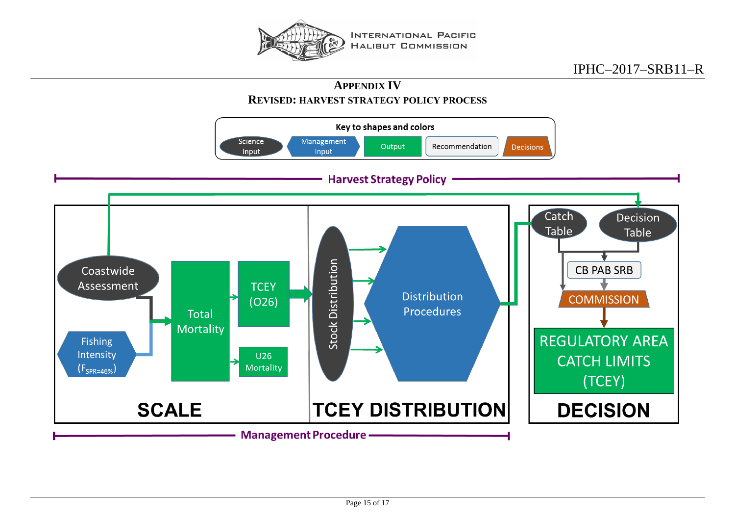## APPENDIX IV

### REVISED: HARVEST STRATEGY POLICY PROCESS

Key to shapes and colors

Science Input | Management Input | Output | Recommendation | Decisions

Harvest Strategy Policy

Coastwide Assessment

Fishing Intensity ($F_{SPR=46\%}$)

Total Mortality

TCEY (O26)

U26 Mortality

Stock Distribution

Distribution Procedures

Catch Table

Decision Table

CB PAB SRB

COMMISSION

REGULATORY AREA CATCH LIMITS (TCEY)

**SCALE**

**TCEY DISTRIBUTION**

**DECISION**

Management Procedure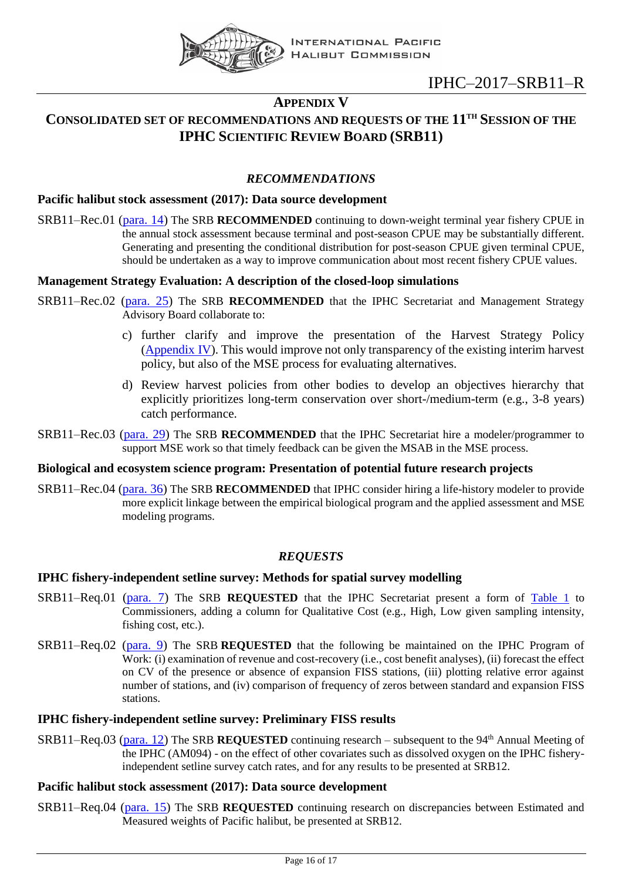## APPENDIX V

## CONSOLIDATED SET OF RECOMMENDATIONS AND REQUESTS OF THE 11TH SESSION OF THE IPHC SCIENTIFIC REVIEW BOARD (SRB11)

### *RECOMMENDATIONS*

**Pacific halibut stock assessment (2017): Data source development**

SRB11–Rec.01 (para. 14) The SRB **RECOMMENDED** continuing to down-weight terminal year fishery CPUE in the annual stock assessment because terminal and post-season CPUE may be substantially different. Generating and presenting the conditional distribution for post-season CPUE given terminal CPUE, should be undertaken as a way to improve communication about most recent fishery CPUE values.

**Management Strategy Evaluation: A description of the closed-loop simulations**

SRB11–Rec.02 (para. 25) The SRB **RECOMMENDED** that the IPHC Secretariat and Management Strategy Advisory Board collaborate to:

c) further clarify and improve the presentation of the Harvest Strategy Policy (Appendix IV). This would improve not only transparency of the existing interim harvest policy, but also of the MSE process for evaluating alternatives.

d) Review harvest policies from other bodies to develop an objectives hierarchy that explicitly prioritizes long-term conservation over short-/medium-term (e.g., 3-8 years) catch performance.

SRB11–Rec.03 (para. 29) The SRB **RECOMMENDED** that the IPHC Secretariat hire a modeler/programmer to support MSE work so that timely feedback can be given the MSAB in the MSE process.

**Biological and ecosystem science program: Presentation of potential future research projects**

SRB11–Rec.04 (para. 36) The SRB **RECOMMENDED** that IPHC consider hiring a life-history modeler to provide more explicit linkage between the empirical biological program and the applied assessment and MSE modeling programs.

### *REQUESTS*

**IPHC fishery-independent setline survey: Methods for spatial survey modelling**

SRB11–Req.01 (para. 7) The SRB **REQUESTED** that the IPHC Secretariat present a form of Table 1 to Commissioners, adding a column for Qualitative Cost (e.g., High, Low given sampling intensity, fishing cost, etc.).

SRB11–Req.02 (para. 9) The SRB **REQUESTED** that the following be maintained on the IPHC Program of Work: (i) examination of revenue and cost-recovery (i.e., cost benefit analyses), (ii) forecast the effect on CV of the presence or absence of expansion FISS stations, (iii) plotting relative error against number of stations, and (iv) comparison of frequency of zeros between standard and expansion FISS stations.

**IPHC fishery-independent setline survey: Preliminary FISS results**

SRB11–Req.03 (para. 12) The SRB **REQUESTED** continuing research – subsequent to the 94th Annual Meeting of the IPHC (AM094) - on the effect of other covariates such as dissolved oxygen on the IPHC fishery-independent setline survey catch rates, and for any results to be presented at SRB12.

**Pacific halibut stock assessment (2017): Data source development**

SRB11–Req.04 (para. 15) The SRB **REQUESTED** continuing research on discrepancies between Estimated and Measured weights of Pacific halibut, be presented at SRB12.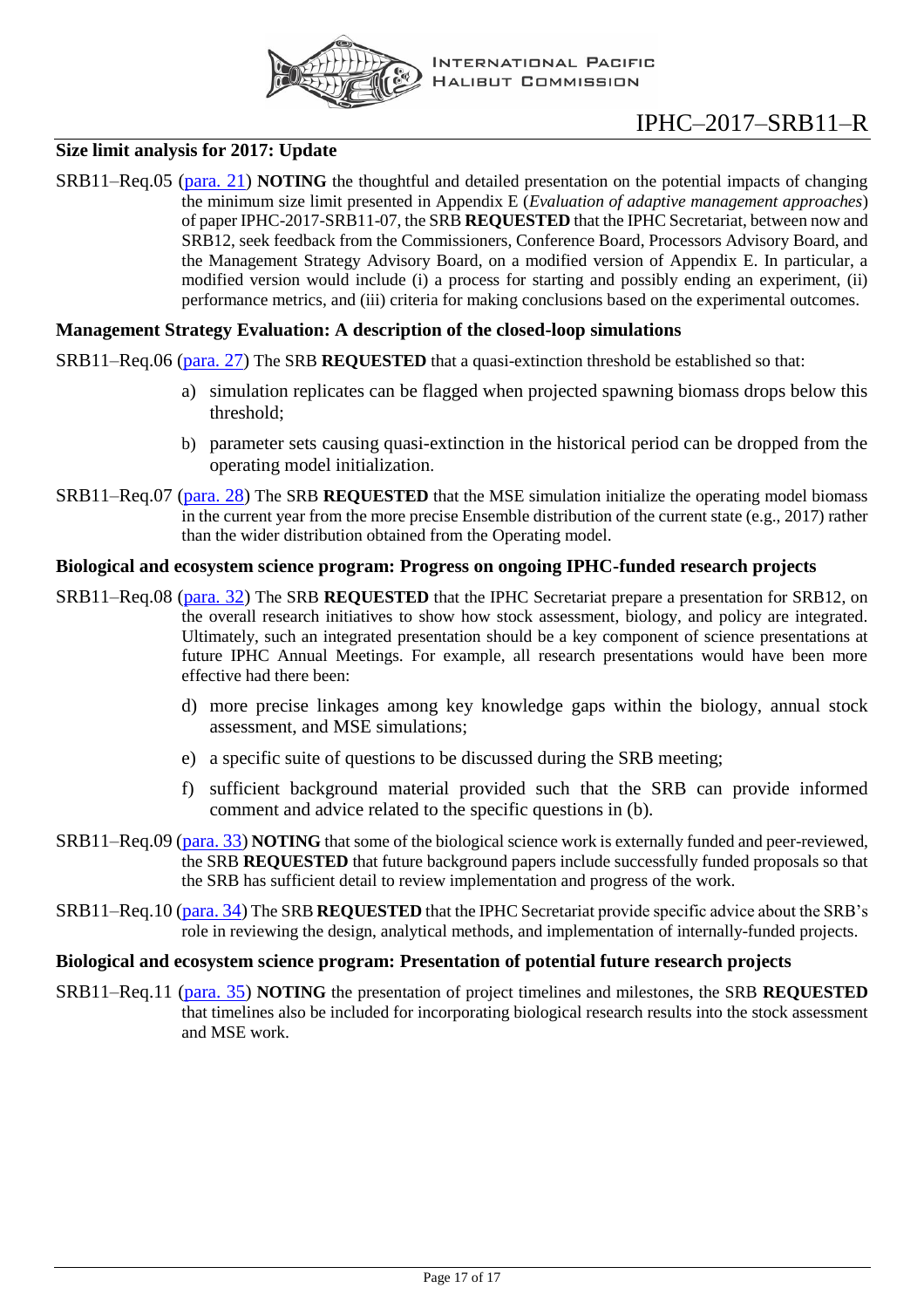#### Size limit analysis for 2017: Update

SRB11–Req.05 (para. 21) **NOTING** the thoughtful and detailed presentation on the potential impacts of changing the minimum size limit presented in Appendix E (*Evaluation of adaptive management approaches*) of paper IPHC-2017-SRB11-07, the SRB **REQUESTED** that the IPHC Secretariat, between now and SRB12, seek feedback from the Commissioners, Conference Board, Processors Advisory Board, and the Management Strategy Advisory Board, on a modified version of Appendix E. In particular, a modified version would include (i) a process for starting and possibly ending an experiment, (ii) performance metrics, and (iii) criteria for making conclusions based on the experimental outcomes.

#### Management Strategy Evaluation: A description of the closed-loop simulations

SRB11–Req.06 (para. 27) The SRB **REQUESTED** that a quasi-extinction threshold be established so that:

a) simulation replicates can be flagged when projected spawning biomass drops below this threshold;

b) parameter sets causing quasi-extinction in the historical period can be dropped from the operating model initialization.

SRB11–Req.07 (para. 28) The SRB **REQUESTED** that the MSE simulation initialize the operating model biomass in the current year from the more precise Ensemble distribution of the current state (e.g., 2017) rather than the wider distribution obtained from the Operating model.

#### Biological and ecosystem science program: Progress on ongoing IPHC-funded research projects

SRB11–Req.08 (para. 32) The SRB **REQUESTED** that the IPHC Secretariat prepare a presentation for SRB12, on the overall research initiatives to show how stock assessment, biology, and policy are integrated. Ultimately, such an integrated presentation should be a key component of science presentations at future IPHC Annual Meetings. For example, all research presentations would have been more effective had there been:

d) more precise linkages among key knowledge gaps within the biology, annual stock assessment, and MSE simulations;

e) a specific suite of questions to be discussed during the SRB meeting;

f) sufficient background material provided such that the SRB can provide informed comment and advice related to the specific questions in (b).

SRB11–Req.09 (para. 33) **NOTING** that some of the biological science work is externally funded and peer-reviewed, the SRB **REQUESTED** that future background papers include successfully funded proposals so that the SRB has sufficient detail to review implementation and progress of the work.

SRB11–Req.10 (para. 34) The SRB **REQUESTED** that the IPHC Secretariat provide specific advice about the SRB's role in reviewing the design, analytical methods, and implementation of internally-funded projects.

#### Biological and ecosystem science program: Presentation of potential future research projects

SRB11–Req.11 (para. 35) **NOTING** the presentation of project timelines and milestones, the SRB **REQUESTED** that timelines also be included for incorporating biological research results into the stock assessment and MSE work.